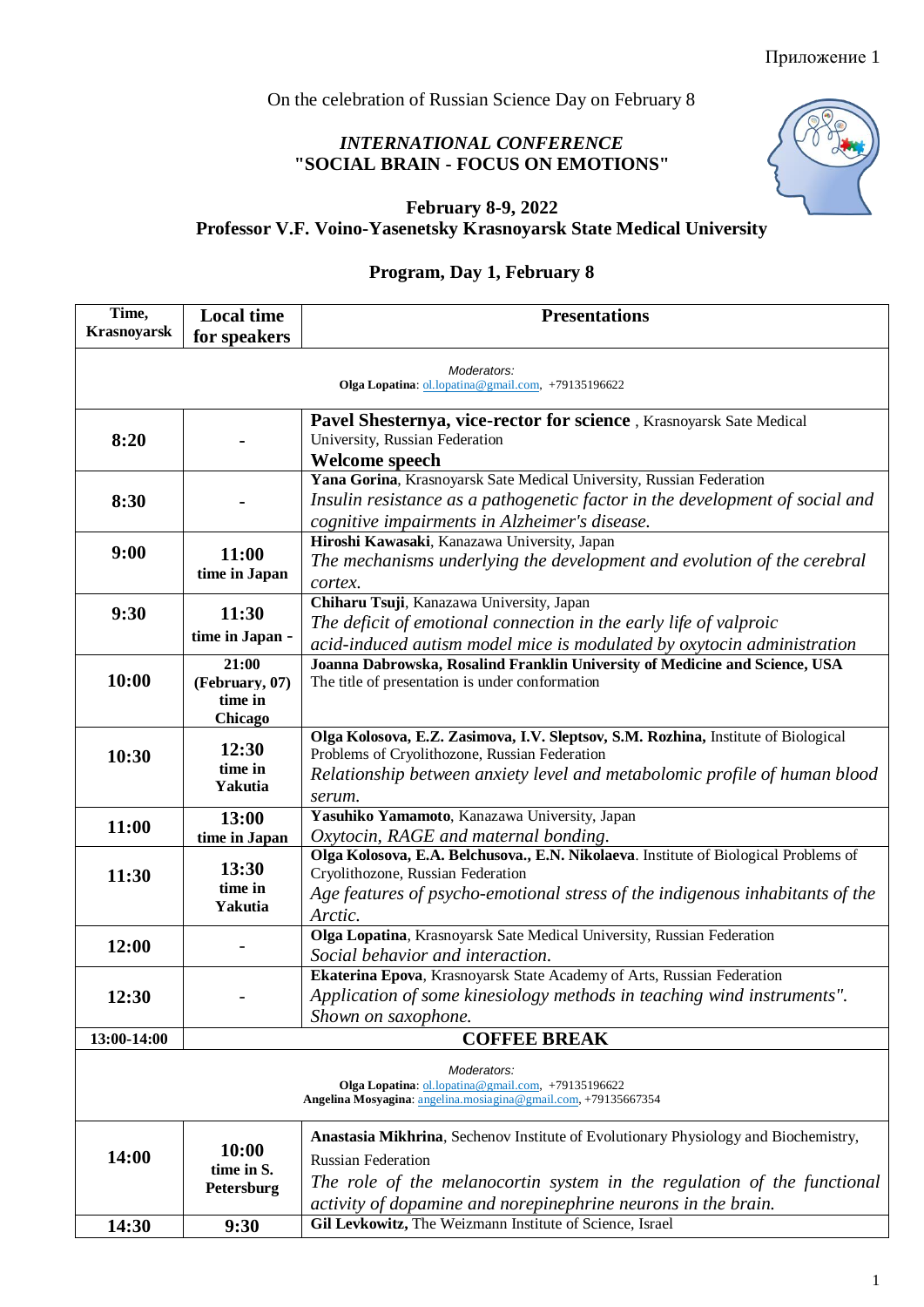Приложение 1

On the celebration of Russian Science Day on February 8

### *INTERNATIONAL CONFERENCE*
### "SOCIAL BRAIN - FOCUS ON EMOTIONS"

**February 8-9, 2022**
**Professor V.F. Voino-Yasenetsky Krasnoyarsk State Medical University**

## Program, Day 1, February 8

| Time, Krasnoyarsk | Local time for speakers | Presentations |
|---|---|---|
| *Moderators:* **Olga Lopatina**: ol.lopatina@gmail.com, +79135196622 | | |
| **8:20** | - | **Pavel Shesternya, vice-rector for science**, Krasnoyarsk Sate Medical University, Russian Federation<br>**Welcome speech** |
| **8:30** | - | **Yana Gorina**, Krasnoyarsk Sate Medical University, Russian Federation<br>*Insulin resistance as a pathogenetic factor in the development of social and cognitive impairments in Alzheimer's disease.* |
| **9:00** | **11:00** time in Japan | **Hiroshi Kawasaki**, Kanazawa University, Japan<br>*The mechanisms underlying the development and evolution of the cerebral cortex.* |
| **9:30** | **11:30** time in Japan - | **Chiharu Tsuji**, Kanazawa University, Japan<br>*The deficit of emotional connection in the early life of valproic acid-induced autism model mice is modulated by oxytocin administration* |
| **10:00** | **21:00 (February, 07) time in Chicago** | **Joanna Dabrowska, Rosalind Franklin University of Medicine and Science, USA**<br>The title of presentation is under conformation |
| **10:30** | **12:30 time in Yakutia** | **Olga Kolosova, E.Z. Zasimova, I.V. Sleptsov, S.M. Rozhina,** Institute of Biological Problems of Cryolithozone, Russian Federation<br>*Relationship between anxiety level and metabolomic profile of human blood serum.* |
| **11:00** | **13:00 time in Japan** | **Yasuhiko Yamamoto**, Kanazawa University, Japan<br>*Oxytocin, RAGE and maternal bonding.* |
| **11:30** | **13:30 time in Yakutia** | **Olga Kolosova, E.A. Belchusova., E.N. Nikolaeva**. Institute of Biological Problems of Cryolithozone, Russian Federation<br>*Age features of psycho-emotional stress of the indigenous inhabitants of the Arctic.* |
| **12:00** | - | **Olga Lopatina**, Krasnoyarsk Sate Medical University, Russian Federation<br>*Social behavior and interaction.* |
| **12:30** | - | **Ekaterina Epova**, Krasnoyarsk State Academy of Arts, Russian Federation<br>*Application of some kinesiology methods in teaching wind instruments". Shown on saxophone.* |
| **13:00-14:00** | **COFFEE BREAK** | |
| *Moderators:* **Olga Lopatina**: ol.lopatina@gmail.com, +79135196622 **Angelina Mosyagina**: angelina.mosiagina@gmail.com, +79135667354 | | |
| **14:00** | **10:00 time in S. Petersburg** | **Anastasia Mikhrina**, Sechenov Institute of Evolutionary Physiology and Biochemistry, Russian Federation<br>*The role of the melanocortin system in the regulation of the functional activity of dopamine and norepinephrine neurons in the brain.* |
| **14:30** | **9:30** | **Gil Levkowitz,** The Weizmann Institute of Science, Israel |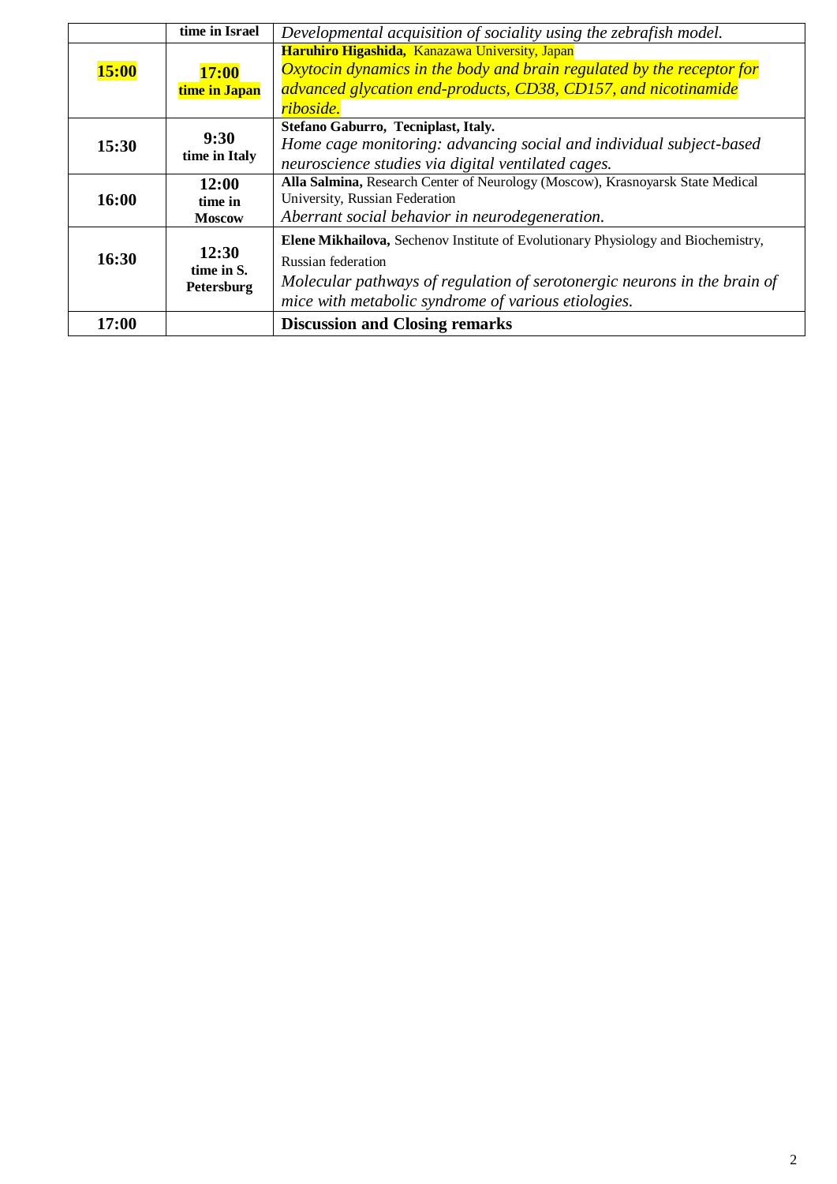|  | time in Israel | *Developmental acquisition of sociality using the zebrafish model.* |
|---|---|---|
| **15:00** | **17:00 time in Japan** | **Haruhiro Higashida,** Kanazawa University, Japan *Oxytocin dynamics in the body and brain regulated by the receptor for advanced glycation end-products, CD38, CD157, and nicotinamide riboside.* |
| **15:30** | **9:30 time in Italy** | **Stefano Gaburro, Tecniplast, Italy.** *Home cage monitoring: advancing social and individual subject-based neuroscience studies via digital ventilated cages.* |
| **16:00** | **12:00 time in Moscow** | **Alla Salmina,** Research Center of Neurology (Moscow), Krasnoyarsk State Medical University, Russian Federation *Aberrant social behavior in neurodegeneration.* |
| **16:30** | **12:30 time in S. Petersburg** | **Elene Mikhailova,** Sechenov Institute of Evolutionary Physiology and Biochemistry, Russian federation *Molecular pathways of regulation of serotonergic neurons in the brain of mice with metabolic syndrome of various etiologies.* |
| **17:00** |  | **Discussion and Closing remarks** |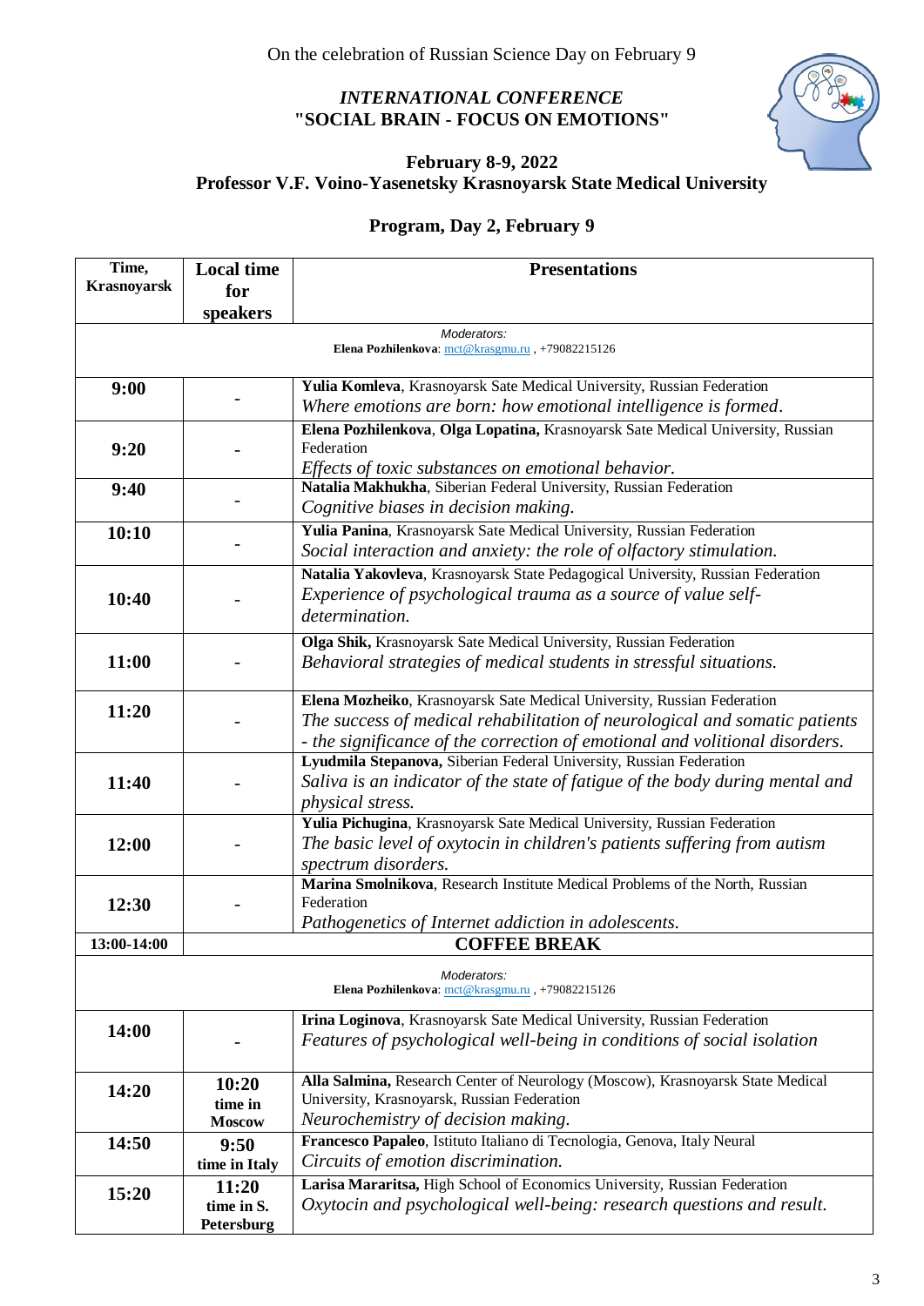On the celebration of Russian Science Day on February 9

*INTERNATIONAL CONFERENCE*
**"SOCIAL BRAIN - FOCUS ON EMOTIONS"**

**February 8-9, 2022**
**Professor V.F. Voino-Yasenetsky Krasnoyarsk State Medical University**

## Program, Day 2, February 9

| Time, Krasnoyarsk | Local time for speakers | Presentations |
|---|---|---|
| | | Moderators: **Elena Pozhilenkova**: mct@krasgmu.ru , +79082215126 |
| **9:00** | - | **Yulia Komleva**, Krasnoyarsk Sate Medical University, Russian Federation *Where emotions are born: how emotional intelligence is formed*. |
| **9:20** | - | **Elena Pozhilenkova**, **Olga Lopatina,** Krasnoyarsk Sate Medical University, Russian Federation *Effects of toxic substances on emotional behavior.* |
| **9:40** | - | **Natalia Makhukha**, Siberian Federal University, Russian Federation *Cognitive biases in decision making.* |
| **10:10** | - | **Yulia Panina**, Krasnoyarsk Sate Medical University, Russian Federation *Social interaction and anxiety: the role of olfactory stimulation.* |
| **10:40** | - | **Natalia Yakovleva**, Krasnoyarsk State Pedagogical University, Russian Federation *Experience of psychological trauma as a source of value self-determination.* |
| **11:00** | - | **Olga Shik,** Krasnoyarsk Sate Medical University, Russian Federation *Behavioral strategies of medical students in stressful situations.* |
| **11:20** | - | **Elena Mozheiko**, Krasnoyarsk Sate Medical University, Russian Federation *The success of medical rehabilitation of neurological and somatic patients - the significance of the correction of emotional and volitional disorders.* |
| **11:40** | - | **Lyudmila Stepanova,** Siberian Federal University, Russian Federation *Saliva is an indicator of the state of fatigue of the body during mental and physical stress.* |
| **12:00** | - | **Yulia Pichugina**, Krasnoyarsk Sate Medical University, Russian Federation *The basic level of oxytocin in children's patients suffering from autism spectrum disorders.* |
| **12:30** | - | **Marina Smolnikova**, Research Institute Medical Problems of the North, Russian Federation *Pathogenetics of Internet addiction in adolescents.* |
| **13:00-14:00** | **COFFEE BREAK** | |
| | | Moderators: **Elena Pozhilenkova**: mct@krasgmu.ru , +79082215126 |
| **14:00** | - | **Irina Loginova**, Krasnoyarsk Sate Medical University, Russian Federation *Features of psychological well-being in conditions of social isolation* |
| **14:20** | **10:20 time in Moscow** | **Alla Salmina,** Research Center of Neurology (Moscow), Krasnoyarsk State Medical University, Krasnoyarsk, Russian Federation *Neurochemistry of decision making.* |
| **14:50** | **9:50 time in Italy** | **Francesco Papaleo**, Istituto Italiano di Tecnologia, Genova, Italy Neural *Circuits of emotion discrimination.* |
| **15:20** | **11:20 time in S. Petersburg** | **Larisa Mararitsa,** High School of Economics University, Russian Federation *Oxytocin and psychological well-being: research questions and result.* |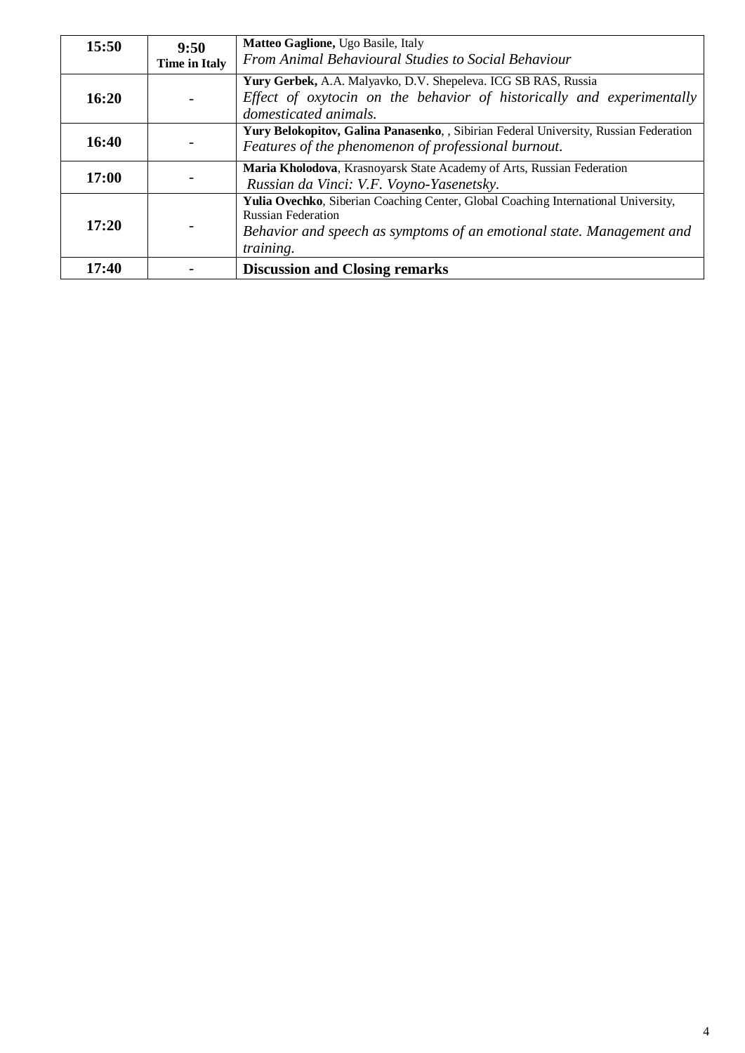| | | |
|---|---|---|
| **15:50** | **9:50**<br>**Time in Italy** | **Matteo Gaglione,** Ugo Basile, Italy<br>*From Animal Behavioural Studies to Social Behaviour* |
| **16:20** | **-** | **Yury Gerbek,** A.A. Malyavko, D.V. Shepeleva. ICG SB RAS, Russia<br>*Effect of oxytocin on the behavior of historically and experimentally domesticated animals.* |
| **16:40** | **-** | **Yury Belokopitov, Galina Panasenko**, , Sibirian Federal University, Russian Federation<br>*Features of the phenomenon of professional burnout.* |
| **17:00** | **-** | **Maria Kholodova**, Krasnoyarsk State Academy of Arts, Russian Federation<br>*Russian da Vinci: V.F. Voyno-Yasenetsky.* |
| **17:20** | **-** | **Yulia Ovechko**, Siberian Coaching Center, Global Coaching International University, Russian Federation<br>*Behavior and speech as symptoms of an emotional state. Management and training.* |
| **17:40** | **-** | **Discussion and Closing remarks** |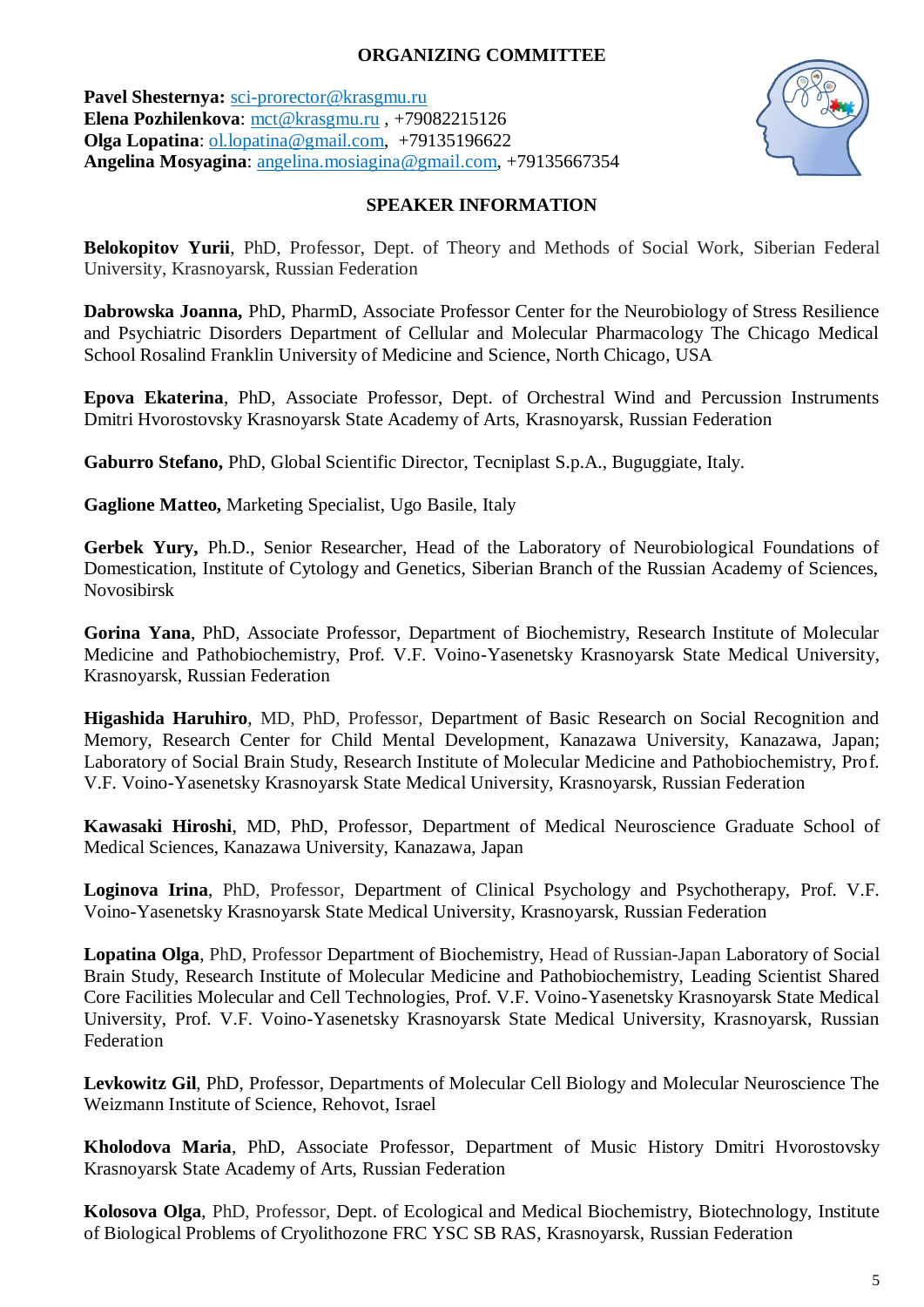## ORGANIZING COMMITTEE

**Pavel Shesternya:** sci-prorector@krasgmu.ru
**Elena Pozhilenkova**: mct@krasgmu.ru , +79082215126
**Olga Lopatina**: ol.lopatina@gmail.com, +79135196622
**Angelina Mosyagina**: angelina.mosiagina@gmail.com, +79135667354

## SPEAKER INFORMATION

**Belokopitov Yurii**, PhD, Professor, Dept. of Theory and Methods of Social Work, Siberian Federal University, Krasnoyarsk, Russian Federation

**Dabrowska Joanna,** PhD, PharmD, Associate Professor Center for the Neurobiology of Stress Resilience and Psychiatric Disorders Department of Cellular and Molecular Pharmacology The Chicago Medical School Rosalind Franklin University of Medicine and Science, North Chicago, USA

**Epova Ekaterina**, PhD, Associate Professor, Dept. of Orchestral Wind and Percussion Instruments Dmitri Hvorostovsky Krasnoyarsk State Academy of Arts, Krasnoyarsk, Russian Federation

**Gaburro Stefano,** PhD, Global Scientific Director, Tecniplast S.p.A., Buguggiate, Italy.

**Gaglione Matteo,** Marketing Specialist, Ugo Basile, Italy

**Gerbek Yury,** Ph.D., Senior Researcher, Head of the Laboratory of Neurobiological Foundations of Domestication, Institute of Cytology and Genetics, Siberian Branch of the Russian Academy of Sciences, Novosibirsk

**Gorina Yana**, PhD, Associate Professor, Department of Biochemistry, Research Institute of Molecular Medicine and Pathobiochemistry, Prof. V.F. Voino-Yasenetsky Krasnoyarsk State Medical University, Krasnoyarsk, Russian Federation

**Higashida Haruhiro**, MD, PhD, Professor, Department of Basic Research on Social Recognition and Memory, Research Center for Child Mental Development, Kanazawa University, Kanazawa, Japan; Laboratory of Social Brain Study, Research Institute of Molecular Medicine and Pathobiochemistry, Prof. V.F. Voino-Yasenetsky Krasnoyarsk State Medical University, Krasnoyarsk, Russian Federation

**Kawasaki Hiroshi**, MD, PhD, Professor, Department of Medical Neuroscience Graduate School of Medical Sciences, Kanazawa University, Kanazawa, Japan

**Loginova Irina**, PhD, Professor, Department of Clinical Psychology and Psychotherapy, Prof. V.F. Voino-Yasenetsky Krasnoyarsk State Medical University, Krasnoyarsk, Russian Federation

**Lopatina Olga**, PhD, Professor Department of Biochemistry, Head of Russian-Japan Laboratory of Social Brain Study, Research Institute of Molecular Medicine and Pathobiochemistry, Leading Scientist Shared Core Facilities Molecular and Cell Technologies, Prof. V.F. Voino-Yasenetsky Krasnoyarsk State Medical University, Prof. V.F. Voino-Yasenetsky Krasnoyarsk State Medical University, Krasnoyarsk, Russian Federation

**Levkowitz Gil**, PhD, Professor, Departments of Molecular Cell Biology and Molecular Neuroscience The Weizmann Institute of Science, Rehovot, Israel

**Kholodova Maria**, PhD, Associate Professor, Department of Music History Dmitri Hvorostovsky Krasnoyarsk State Academy of Arts, Russian Federation

**Kolosova Olga**, PhD, Professor, Dept. of Ecological and Medical Biochemistry, Biotechnology, Institute of Biological Problems of Cryolithozone FRC YSC SB RAS, Krasnoyarsk, Russian Federation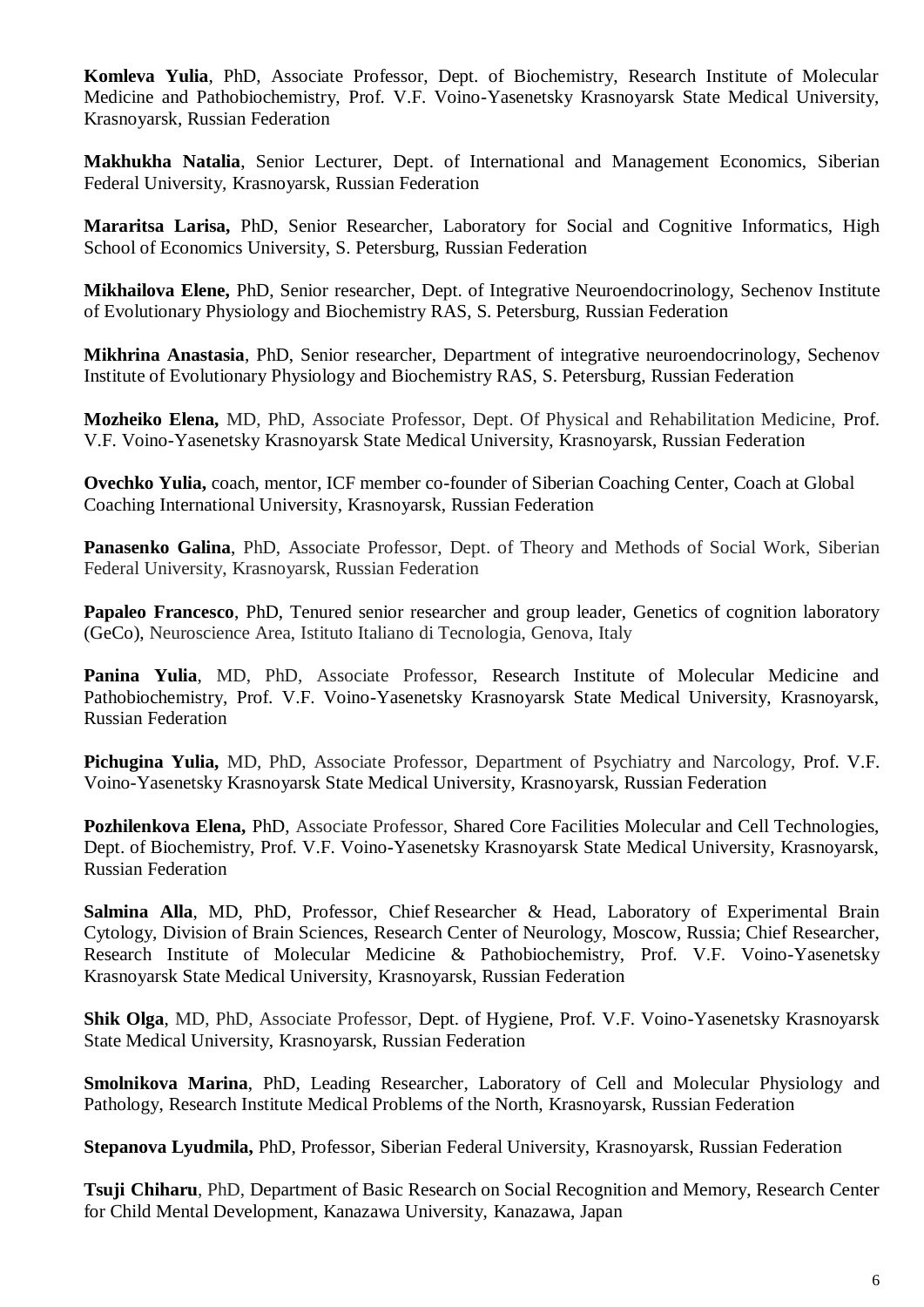**Komleva Yulia**, PhD, Associate Professor, Dept. of Biochemistry, Research Institute of Molecular Medicine and Pathobiochemistry, Prof. V.F. Voino-Yasenetsky Krasnoyarsk State Medical University, Krasnoyarsk, Russian Federation

**Makhukha Natalia**, Senior Lecturer, Dept. of International and Management Economics, Siberian Federal University, Krasnoyarsk, Russian Federation

**Mararitsa Larisa,** PhD, Senior Researcher, Laboratory for Social and Cognitive Informatics, High School of Economics University, S. Petersburg, Russian Federation

**Mikhailova Elene,** PhD, Senior researcher, Dept. of Integrative Neuroendocrinology, Sechenov Institute of Evolutionary Physiology and Biochemistry RAS, S. Petersburg, Russian Federation

**Mikhrina Anastasia**, PhD, Senior researcher, Department of integrative neuroendocrinology, Sechenov Institute of Evolutionary Physiology and Biochemistry RAS, S. Petersburg, Russian Federation

**Mozheiko Elena,** MD, PhD, Associate Professor, Dept. Of Physical and Rehabilitation Medicine, Prof. V.F. Voino-Yasenetsky Krasnoyarsk State Medical University, Krasnoyarsk, Russian Federation

**Ovechko Yulia,** coach, mentor, ICF member co-founder of Siberian Coaching Center, Coach at Global Coaching International University, Krasnoyarsk, Russian Federation

**Panasenko Galina**, PhD, Associate Professor, Dept. of Theory and Methods of Social Work, Siberian Federal University, Krasnoyarsk, Russian Federation

**Papaleo Francesco**, PhD, Tenured senior researcher and group leader, Genetics of cognition laboratory (GeCo), Neuroscience Area, Istituto Italiano di Tecnologia, Genova, Italy

**Panina Yulia**, MD, PhD, Associate Professor, Research Institute of Molecular Medicine and Pathobiochemistry, Prof. V.F. Voino-Yasenetsky Krasnoyarsk State Medical University, Krasnoyarsk, Russian Federation

**Pichugina Yulia,** MD, PhD, Associate Professor, Department of Psychiatry and Narcology, Prof. V.F. Voino-Yasenetsky Krasnoyarsk State Medical University, Krasnoyarsk, Russian Federation

**Pozhilenkova Elena,** PhD, Associate Professor, Shared Core Facilities Molecular and Cell Technologies, Dept. of Biochemistry, Prof. V.F. Voino-Yasenetsky Krasnoyarsk State Medical University, Krasnoyarsk, Russian Federation

**Salmina Alla**, MD, PhD, Professor, Chief Researcher & Head, Laboratory of Experimental Brain Cytology, Division of Brain Sciences, Research Center of Neurology, Moscow, Russia; Chief Researcher, Research Institute of Molecular Medicine & Pathobiochemistry, Prof. V.F. Voino-Yasenetsky Krasnoyarsk State Medical University, Krasnoyarsk, Russian Federation

**Shik Olga**, MD, PhD, Associate Professor, Dept. of Hygiene, Prof. V.F. Voino-Yasenetsky Krasnoyarsk State Medical University, Krasnoyarsk, Russian Federation

**Smolnikova Marina**, PhD, Leading Researcher, Laboratory of Cell and Molecular Physiology and Pathology, Research Institute Medical Problems of the North, Krasnoyarsk, Russian Federation

**Stepanova Lyudmila,** PhD, Professor, Siberian Federal University, Krasnoyarsk, Russian Federation

**Tsuji Chiharu**, PhD, Department of Basic Research on Social Recognition and Memory, Research Center for Child Mental Development, Kanazawa University, Kanazawa, Japan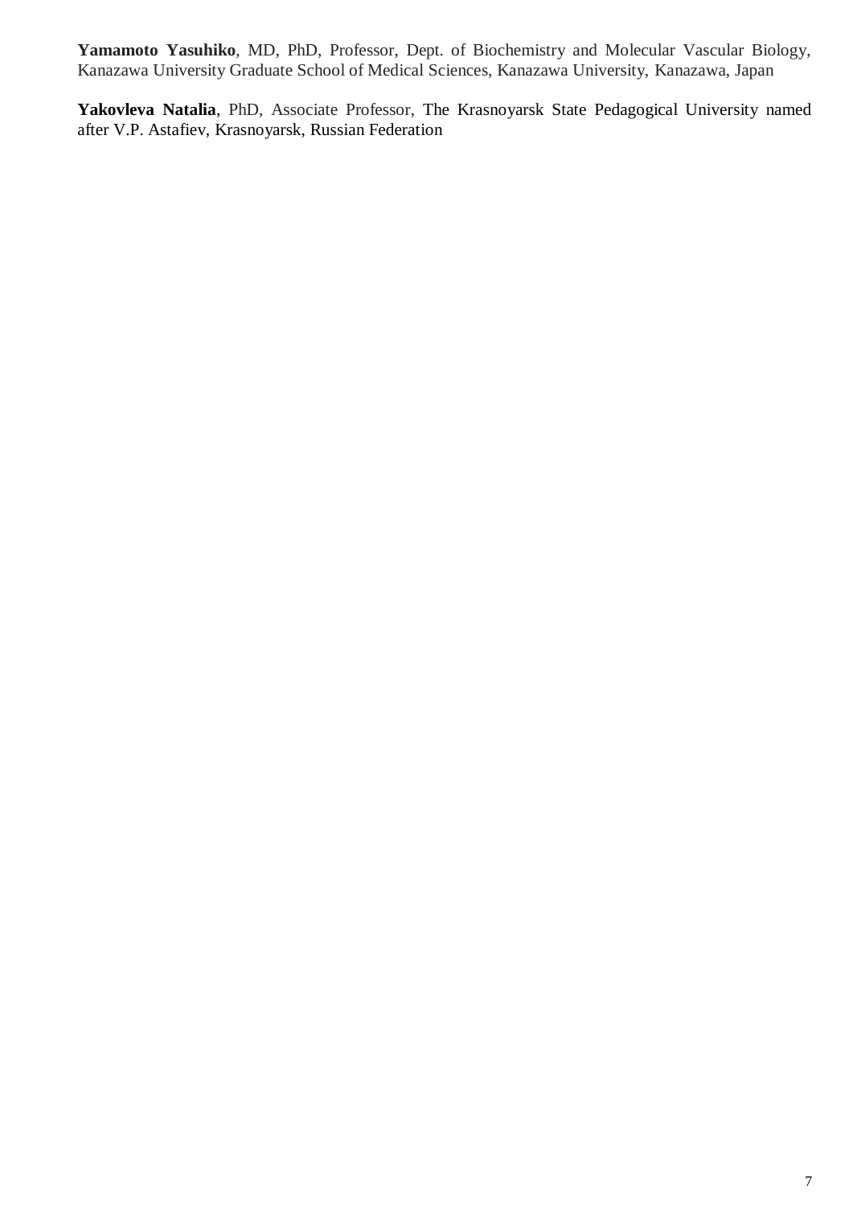**Yamamoto Yasuhiko**, MD, PhD, Professor, Dept. of Biochemistry and Molecular Vascular Biology, Kanazawa University Graduate School of Medical Sciences, Kanazawa University, Kanazawa, Japan

**Yakovleva Natalia**, PhD, Associate Professor, The Krasnoyarsk State Pedagogical University named after V.P. Astafiev, Krasnoyarsk, Russian Federation